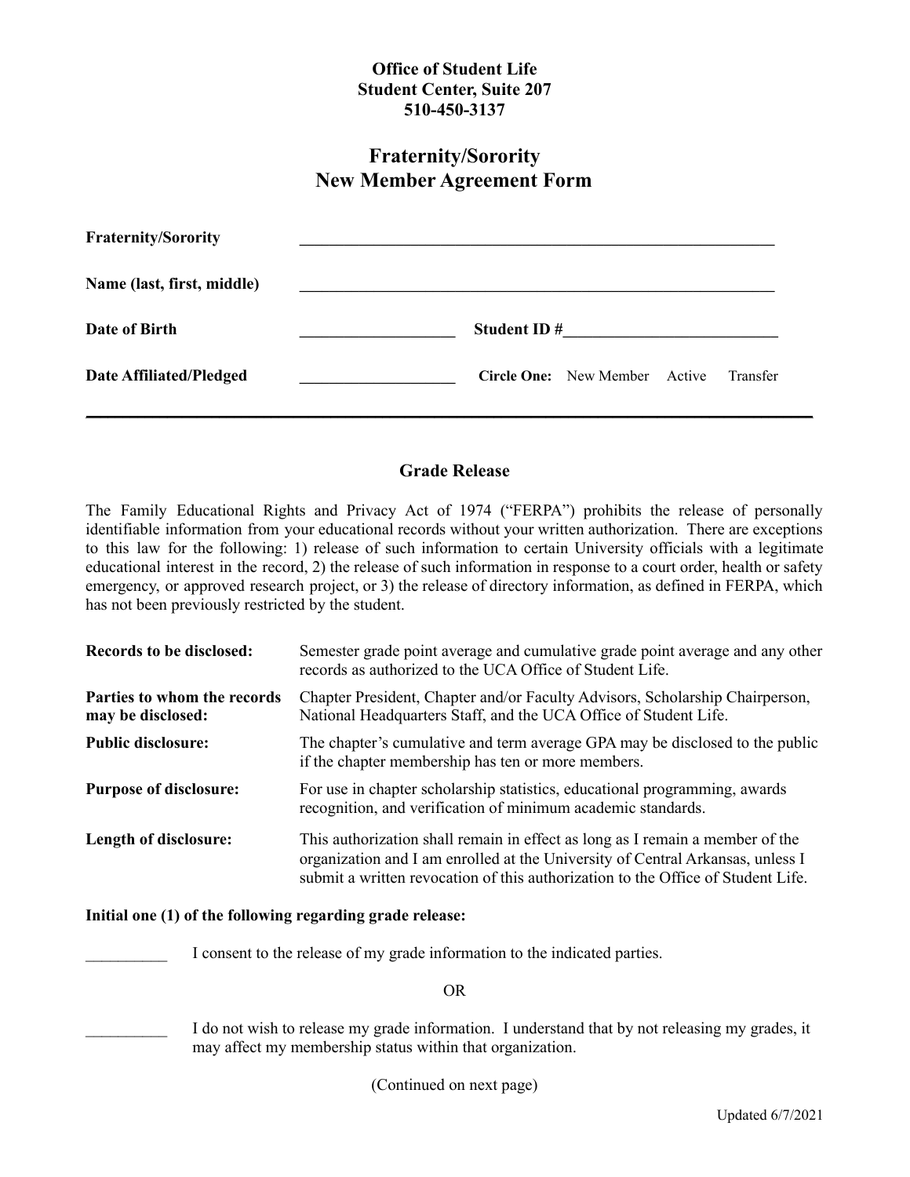**Office of Student Life**
**Student Center, Suite 207**
**510-450-3137**

# Fraternity/Sorority New Member Agreement Form

**Fraternity/Sorority** ____________________________________________________________

**Name (last, first, middle)** ____________________________________________________________

**Date of Birth** ___________________ **Student ID #**___________________________

**Date Affiliated/Pledged** ___________________ **Circle One:** New Member Active Transfer

---

## Grade Release

The Family Educational Rights and Privacy Act of 1974 ("FERPA") prohibits the release of personally identifiable information from your educational records without your written authorization. There are exceptions to this law for the following: 1) release of such information to certain University officials with a legitimate educational interest in the record, 2) the release of such information in response to a court order, health or safety emergency, or approved research project, or 3) the release of directory information, as defined in FERPA, which has not been previously restricted by the student.

| | |
|---|---|
| **Records to be disclosed:** | Semester grade point average and cumulative grade point average and any other records as authorized to the UCA Office of Student Life. |
| **Parties to whom the records may be disclosed:** | Chapter President, Chapter and/or Faculty Advisors, Scholarship Chairperson, National Headquarters Staff, and the UCA Office of Student Life. |
| **Public disclosure:** | The chapter's cumulative and term average GPA may be disclosed to the public if the chapter membership has ten or more members. |
| **Purpose of disclosure:** | For use in chapter scholarship statistics, educational programming, awards recognition, and verification of minimum academic standards. |
| **Length of disclosure:** | This authorization shall remain in effect as long as I remain a member of the organization and I am enrolled at the University of Central Arkansas, unless I submit a written revocation of this authorization to the Office of Student Life. |

**Initial one (1) of the following regarding grade release:**

__________ I consent to the release of my grade information to the indicated parties.

OR

__________ I do not wish to release my grade information. I understand that by not releasing my grades, it may affect my membership status within that organization.

(Continued on next page)

Updated 6/7/2021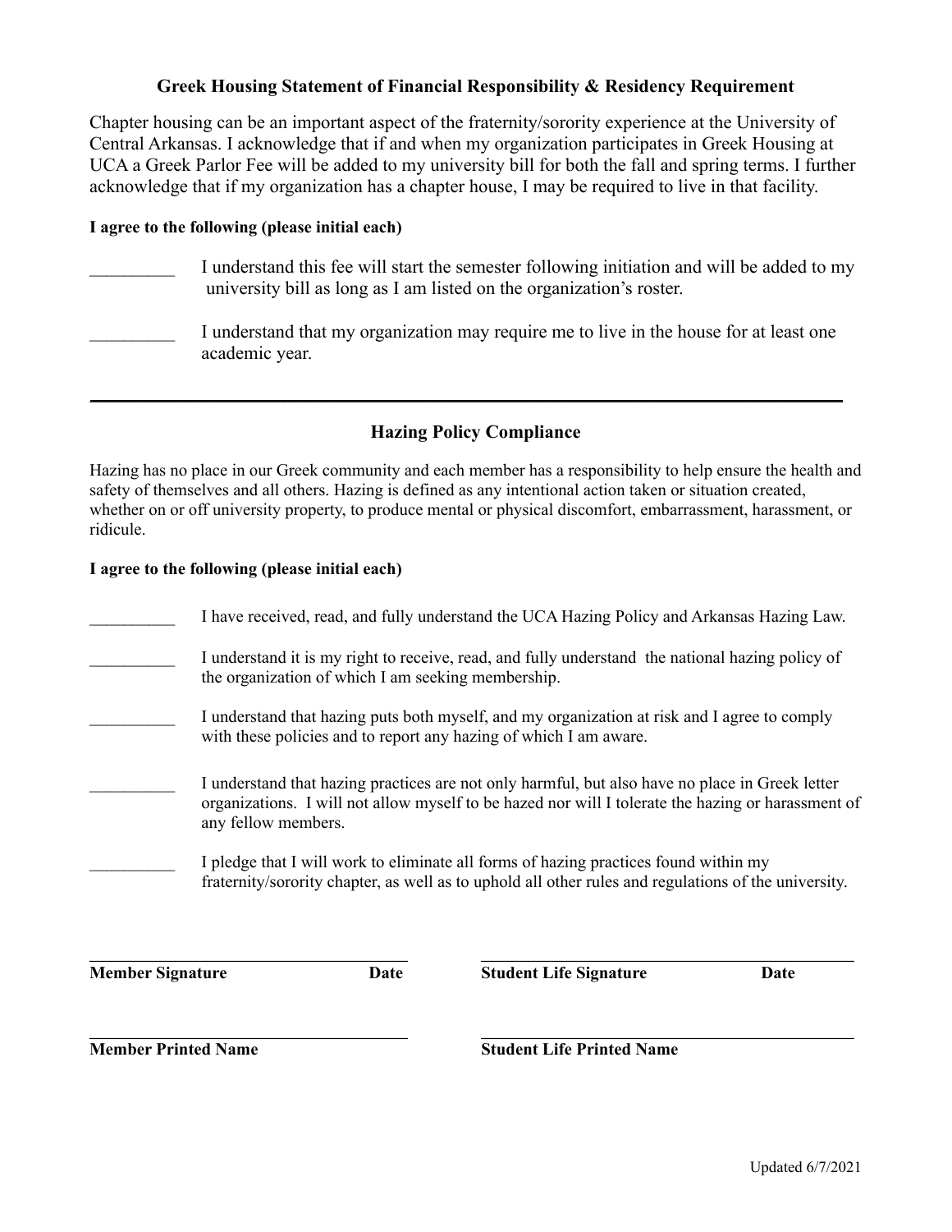## Greek Housing Statement of Financial Responsibility & Residency Requirement

Chapter housing can be an important aspect of the fraternity/sorority experience at the University of Central Arkansas. I acknowledge that if and when my organization participates in Greek Housing at UCA a Greek Parlor Fee will be added to my university bill for both the fall and spring terms. I further acknowledge that if my organization has a chapter house, I may be required to live in that facility.

**I agree to the following (please initial each)**

_________ I understand this fee will start the semester following initiation and will be added to my university bill as long as I am listed on the organization's roster.

_________ I understand that my organization may require me to live in the house for at least one academic year.

---

## Hazing Policy Compliance

Hazing has no place in our Greek community and each member has a responsibility to help ensure the health and safety of themselves and all others. Hazing is defined as any intentional action taken or situation created, whether on or off university property, to produce mental or physical discomfort, embarrassment, harassment, or ridicule.

**I agree to the following (please initial each)**

__________ I have received, read, and fully understand the UCA Hazing Policy and Arkansas Hazing Law.

__________ I understand it is my right to receive, read, and fully understand the national hazing policy of the organization of which I am seeking membership.

__________ I understand that hazing puts both myself, and my organization at risk and I agree to comply with these policies and to report any hazing of which I am aware.

__________ I understand that hazing practices are not only harmful, but also have no place in Greek letter organizations. I will not allow myself to be hazed nor will I tolerate the hazing or harassment of any fellow members.

__________ I pledge that I will work to eliminate all forms of hazing practices found within my fraternity/sorority chapter, as well as to uphold all other rules and regulations of the university.

________________________________________ ________________________________________

**Member Signature Date** **Student Life Signature Date**

________________________________________ ________________________________________

**Member Printed Name** **Student Life Printed Name**

Updated 6/7/2021